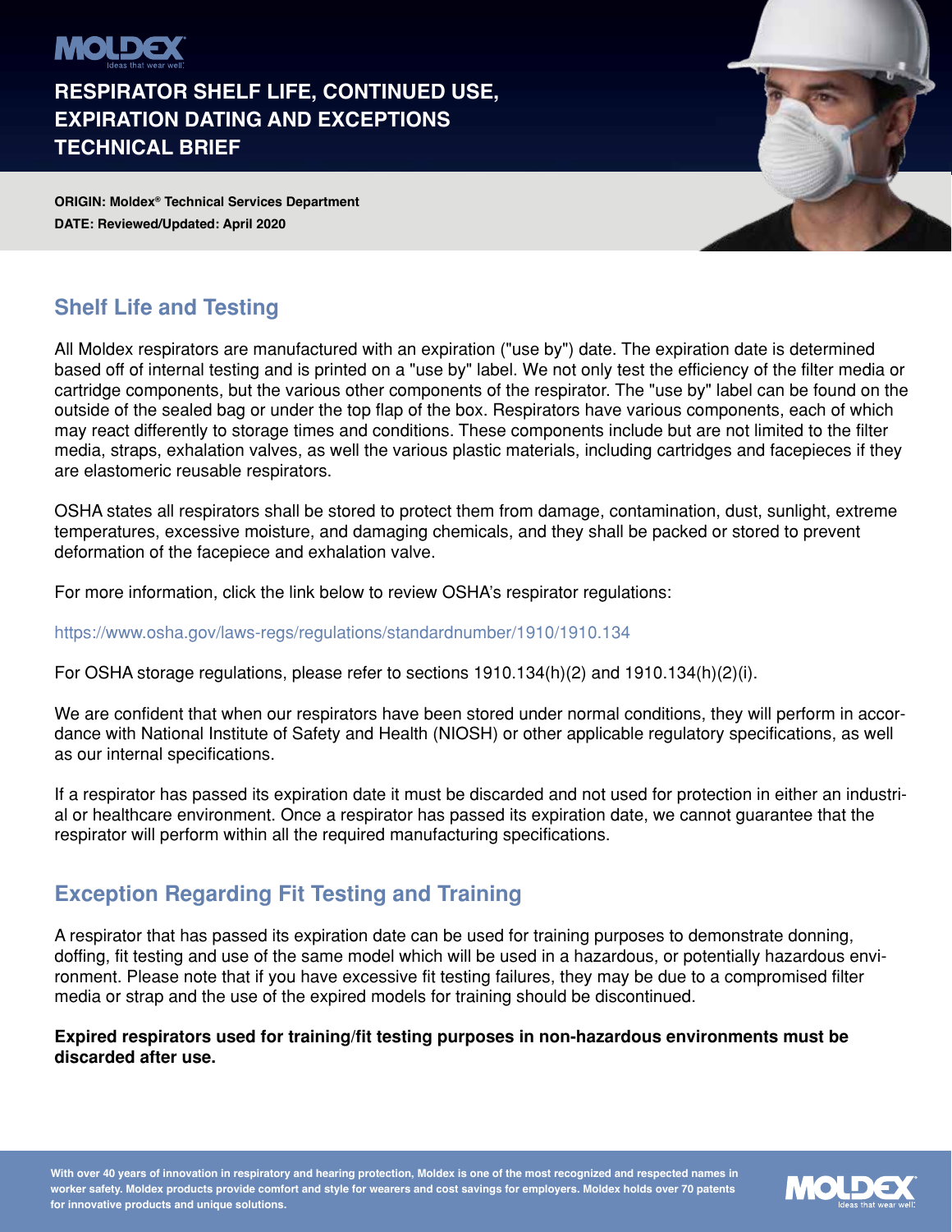MOLDEX® Ideas that wear well.

# RESPIRATOR SHELF LIFE, CONTINUED USE, EXPIRATION DATING AND EXCEPTIONS TECHNICAL BRIEF

**ORIGIN: Moldex® Technical Services Department**
**DATE: Reviewed/Updated: April 2020**

## Shelf Life and Testing

All Moldex respirators are manufactured with an expiration ("use by") date. The expiration date is determined based off of internal testing and is printed on a "use by" label. We not only test the efficiency of the filter media or cartridge components, but the various other components of the respirator. The "use by" label can be found on the outside of the sealed bag or under the top flap of the box. Respirators have various components, each of which may react differently to storage times and conditions. These components include but are not limited to the filter media, straps, exhalation valves, as well the various plastic materials, including cartridges and facepieces if they are elastomeric reusable respirators.

OSHA states all respirators shall be stored to protect them from damage, contamination, dust, sunlight, extreme temperatures, excessive moisture, and damaging chemicals, and they shall be packed or stored to prevent deformation of the facepiece and exhalation valve.

For more information, click the link below to review OSHA's respirator regulations:

https://www.osha.gov/laws-regs/regulations/standardnumber/1910/1910.134

For OSHA storage regulations, please refer to sections 1910.134(h)(2) and 1910.134(h)(2)(i).

We are confident that when our respirators have been stored under normal conditions, they will perform in accordance with National Institute of Safety and Health (NIOSH) or other applicable regulatory specifications, as well as our internal specifications.

If a respirator has passed its expiration date it must be discarded and not used for protection in either an industrial or healthcare environment. Once a respirator has passed its expiration date, we cannot guarantee that the respirator will perform within all the required manufacturing specifications.

## Exception Regarding Fit Testing and Training

A respirator that has passed its expiration date can be used for training purposes to demonstrate donning, doffing, fit testing and use of the same model which will be used in a hazardous, or potentially hazardous environment. Please note that if you have excessive fit testing failures, they may be due to a compromised filter media or strap and the use of the expired models for training should be discontinued.

**Expired respirators used for training/fit testing purposes in non-hazardous environments must be discarded after use.**

**With over 40 years of innovation in respiratory and hearing protection, Moldex is one of the most recognized and respected names in worker safety. Moldex products provide comfort and style for wearers and cost savings for employers. Moldex holds over 70 patents for innovative products and unique solutions.**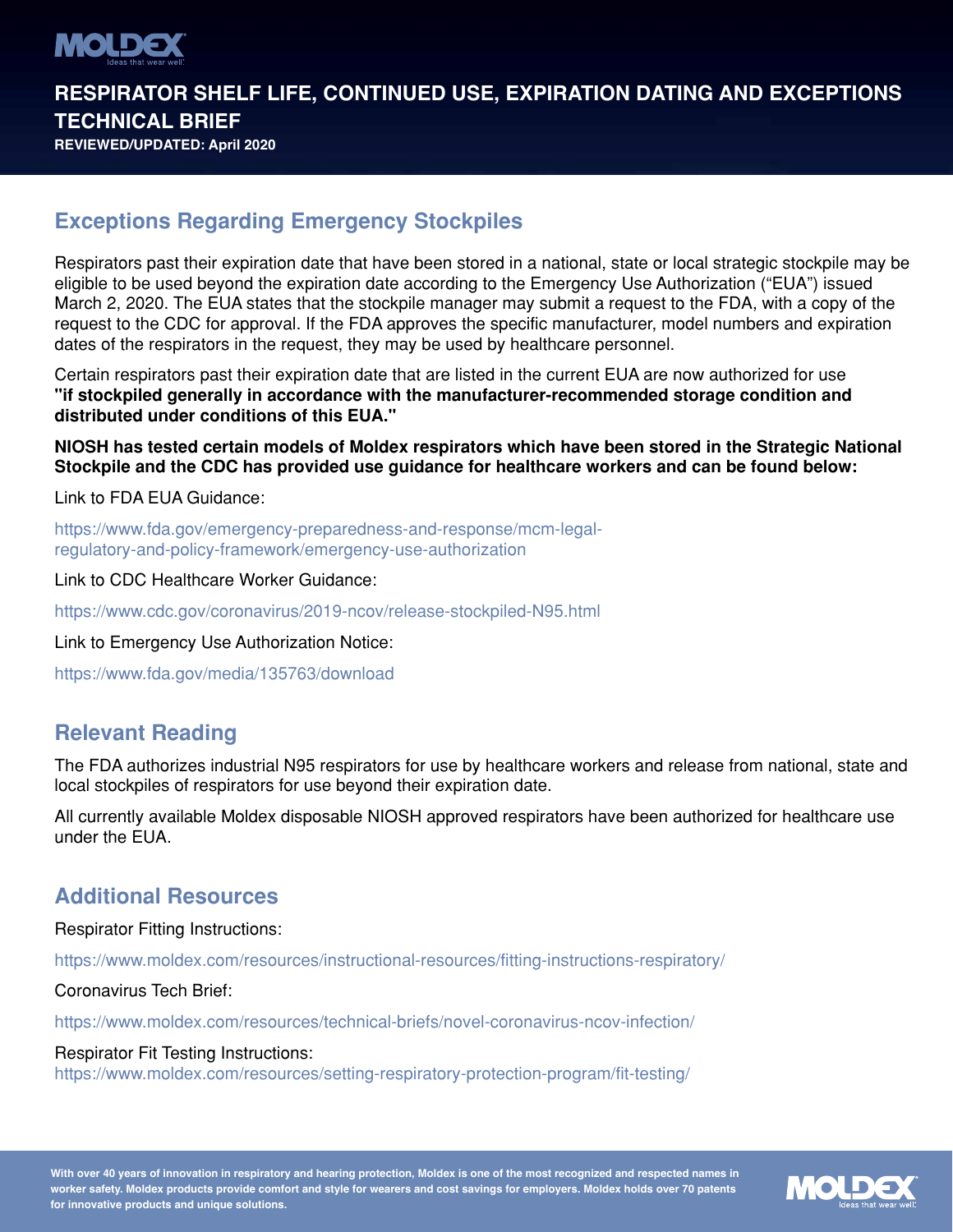# RESPIRATOR SHELF LIFE, CONTINUED USE, EXPIRATION DATING AND EXCEPTIONS TECHNICAL BRIEF

**REVIEWED/UPDATED: April 2020**

## Exceptions Regarding Emergency Stockpiles

Respirators past their expiration date that have been stored in a national, state or local strategic stockpile may be eligible to be used beyond the expiration date according to the Emergency Use Authorization ("EUA") issued March 2, 2020. The EUA states that the stockpile manager may submit a request to the FDA, with a copy of the request to the CDC for approval. If the FDA approves the specific manufacturer, model numbers and expiration dates of the respirators in the request, they may be used by healthcare personnel.

Certain respirators past their expiration date that are listed in the current EUA are now authorized for use **"if stockpiled generally in accordance with the manufacturer-recommended storage condition and distributed under conditions of this EUA."**

**NIOSH has tested certain models of Moldex respirators which have been stored in the Strategic National Stockpile and the CDC has provided use guidance for healthcare workers and can be found below:**

Link to FDA EUA Guidance:

https://www.fda.gov/emergency-preparedness-and-response/mcm-legal-regulatory-and-policy-framework/emergency-use-authorization

Link to CDC Healthcare Worker Guidance:

https://www.cdc.gov/coronavirus/2019-ncov/release-stockpiled-N95.html

Link to Emergency Use Authorization Notice:

https://www.fda.gov/media/135763/download

## Relevant Reading

The FDA authorizes industrial N95 respirators for use by healthcare workers and release from national, state and local stockpiles of respirators for use beyond their expiration date.

All currently available Moldex disposable NIOSH approved respirators have been authorized for healthcare use under the EUA.

## Additional Resources

Respirator Fitting Instructions:

https://www.moldex.com/resources/instructional-resources/fitting-instructions-respiratory/

Coronavirus Tech Brief:

https://www.moldex.com/resources/technical-briefs/novel-coronavirus-ncov-infection/

Respirator Fit Testing Instructions:
https://www.moldex.com/resources/setting-respiratory-protection-program/fit-testing/

**With over 40 years of innovation in respiratory and hearing protection, Moldex is one of the most recognized and respected names in worker safety. Moldex products provide comfort and style for wearers and cost savings for employers. Moldex holds over 70 patents for innovative products and unique solutions.**